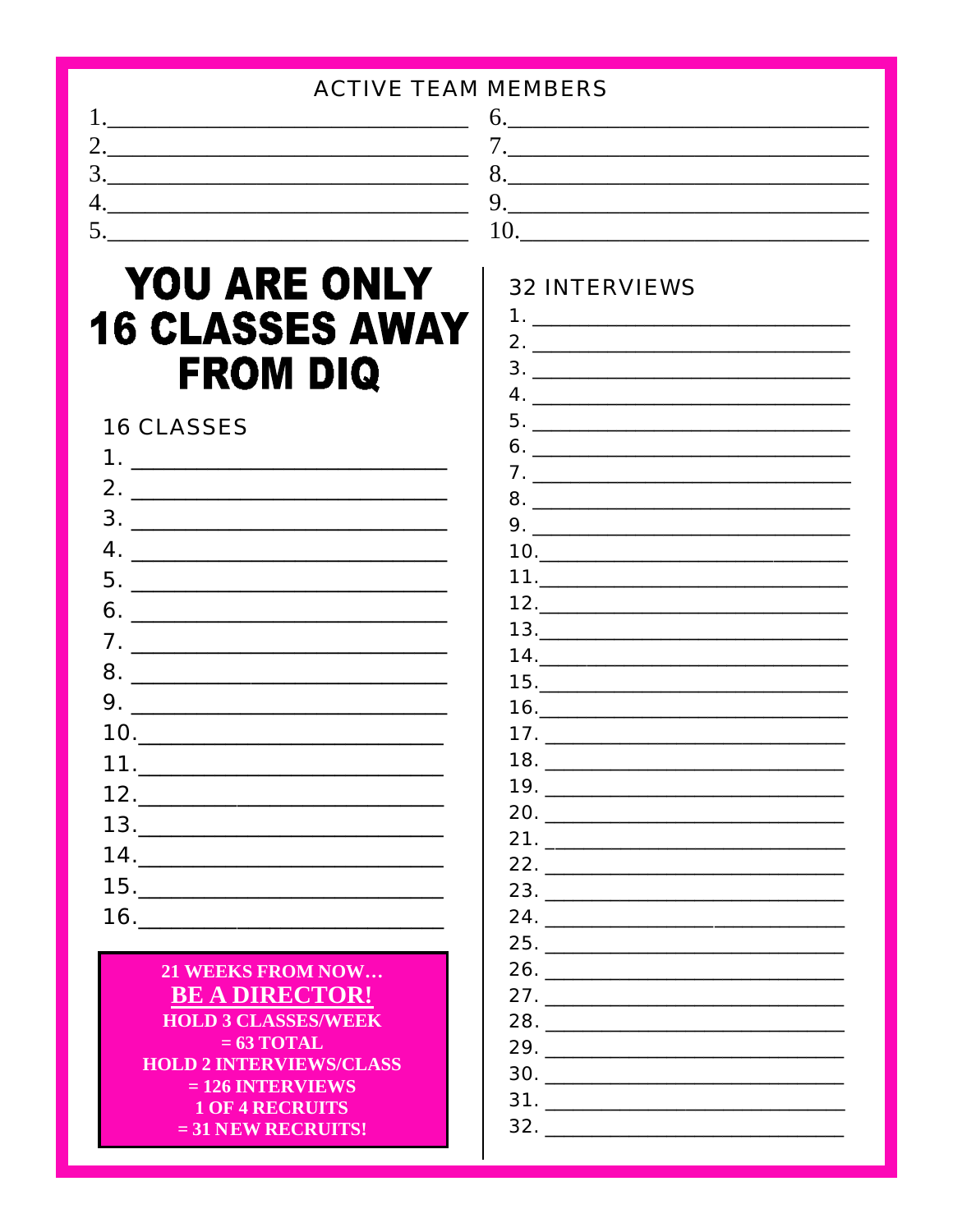## ACTIVE TEAM MEMBERS

1. \_\_\_\_\_\_\_\_\_\_\_\_\_\_\_\_\_\_\_\_\_\_\_\_\_\_\_\_
2. \_\_\_\_\_\_\_\_\_\_\_\_\_\_\_\_\_\_\_\_\_\_\_\_\_\_\_\_
3. \_\_\_\_\_\_\_\_\_\_\_\_\_\_\_\_\_\_\_\_\_\_\_\_\_\_\_\_
4. \_\_\_\_\_\_\_\_\_\_\_\_\_\_\_\_\_\_\_\_\_\_\_\_\_\_\_\_
5. \_\_\_\_\_\_\_\_\_\_\_\_\_\_\_\_\_\_\_\_\_\_\_\_\_\_\_\_
6. \_\_\_\_\_\_\_\_\_\_\_\_\_\_\_\_\_\_\_\_\_\_\_\_\_\_\_\_
7. \_\_\_\_\_\_\_\_\_\_\_\_\_\_\_\_\_\_\_\_\_\_\_\_\_\_\_\_
8. \_\_\_\_\_\_\_\_\_\_\_\_\_\_\_\_\_\_\_\_\_\_\_\_\_\_\_\_
9. \_\_\_\_\_\_\_\_\_\_\_\_\_\_\_\_\_\_\_\_\_\_\_\_\_\_\_\_
10. \_\_\_\_\_\_\_\_\_\_\_\_\_\_\_\_\_\_\_\_\_\_\_\_\_\_\_\_

# YOU ARE ONLY 16 CLASSES AWAY FROM DIQ

## 16 CLASSES

1. \_\_\_\_\_\_\_\_\_\_\_\_\_\_\_\_\_\_\_\_\_\_\_\_\_\_\_\_
2. \_\_\_\_\_\_\_\_\_\_\_\_\_\_\_\_\_\_\_\_\_\_\_\_\_\_\_\_
3. \_\_\_\_\_\_\_\_\_\_\_\_\_\_\_\_\_\_\_\_\_\_\_\_\_\_\_\_
4. \_\_\_\_\_\_\_\_\_\_\_\_\_\_\_\_\_\_\_\_\_\_\_\_\_\_\_\_
5. \_\_\_\_\_\_\_\_\_\_\_\_\_\_\_\_\_\_\_\_\_\_\_\_\_\_\_\_
6. \_\_\_\_\_\_\_\_\_\_\_\_\_\_\_\_\_\_\_\_\_\_\_\_\_\_\_\_
7. \_\_\_\_\_\_\_\_\_\_\_\_\_\_\_\_\_\_\_\_\_\_\_\_\_\_\_\_
8. \_\_\_\_\_\_\_\_\_\_\_\_\_\_\_\_\_\_\_\_\_\_\_\_\_\_\_\_
9. \_\_\_\_\_\_\_\_\_\_\_\_\_\_\_\_\_\_\_\_\_\_\_\_\_\_\_\_
10. \_\_\_\_\_\_\_\_\_\_\_\_\_\_\_\_\_\_\_\_\_\_\_\_\_\_\_\_
11. \_\_\_\_\_\_\_\_\_\_\_\_\_\_\_\_\_\_\_\_\_\_\_\_\_\_\_\_
12. \_\_\_\_\_\_\_\_\_\_\_\_\_\_\_\_\_\_\_\_\_\_\_\_\_\_\_\_
13. \_\_\_\_\_\_\_\_\_\_\_\_\_\_\_\_\_\_\_\_\_\_\_\_\_\_\_\_
14. \_\_\_\_\_\_\_\_\_\_\_\_\_\_\_\_\_\_\_\_\_\_\_\_\_\_\_\_
15. \_\_\_\_\_\_\_\_\_\_\_\_\_\_\_\_\_\_\_\_\_\_\_\_\_\_\_\_
16. \_\_\_\_\_\_\_\_\_\_\_\_\_\_\_\_\_\_\_\_\_\_\_\_\_\_\_\_

**21 WEEKS FROM NOW…**
**BE A DIRECTOR!**
**HOLD 3 CLASSES/WEEK**
**= 63 TOTAL**
**HOLD 2 INTERVIEWS/CLASS**
**= 126 INTERVIEWS**
**1 OF 4 RECRUITS**
**= 31 NEW RECRUITS!**

## 32 INTERVIEWS

1. \_\_\_\_\_\_\_\_\_\_\_\_\_\_\_\_\_\_\_\_\_\_\_\_\_\_\_\_
2. \_\_\_\_\_\_\_\_\_\_\_\_\_\_\_\_\_\_\_\_\_\_\_\_\_\_\_\_
3. \_\_\_\_\_\_\_\_\_\_\_\_\_\_\_\_\_\_\_\_\_\_\_\_\_\_\_\_
4. \_\_\_\_\_\_\_\_\_\_\_\_\_\_\_\_\_\_\_\_\_\_\_\_\_\_\_\_
5. \_\_\_\_\_\_\_\_\_\_\_\_\_\_\_\_\_\_\_\_\_\_\_\_\_\_\_\_
6. \_\_\_\_\_\_\_\_\_\_\_\_\_\_\_\_\_\_\_\_\_\_\_\_\_\_\_\_
7. \_\_\_\_\_\_\_\_\_\_\_\_\_\_\_\_\_\_\_\_\_\_\_\_\_\_\_\_
8. \_\_\_\_\_\_\_\_\_\_\_\_\_\_\_\_\_\_\_\_\_\_\_\_\_\_\_\_
9. \_\_\_\_\_\_\_\_\_\_\_\_\_\_\_\_\_\_\_\_\_\_\_\_\_\_\_\_
10. \_\_\_\_\_\_\_\_\_\_\_\_\_\_\_\_\_\_\_\_\_\_\_\_\_\_\_\_
11. \_\_\_\_\_\_\_\_\_\_\_\_\_\_\_\_\_\_\_\_\_\_\_\_\_\_\_\_
12. \_\_\_\_\_\_\_\_\_\_\_\_\_\_\_\_\_\_\_\_\_\_\_\_\_\_\_\_
13. \_\_\_\_\_\_\_\_\_\_\_\_\_\_\_\_\_\_\_\_\_\_\_\_\_\_\_\_
14. \_\_\_\_\_\_\_\_\_\_\_\_\_\_\_\_\_\_\_\_\_\_\_\_\_\_\_\_
15. \_\_\_\_\_\_\_\_\_\_\_\_\_\_\_\_\_\_\_\_\_\_\_\_\_\_\_\_
16. \_\_\_\_\_\_\_\_\_\_\_\_\_\_\_\_\_\_\_\_\_\_\_\_\_\_\_\_
17. \_\_\_\_\_\_\_\_\_\_\_\_\_\_\_\_\_\_\_\_\_\_\_\_\_\_\_\_
18. \_\_\_\_\_\_\_\_\_\_\_\_\_\_\_\_\_\_\_\_\_\_\_\_\_\_\_\_
19. \_\_\_\_\_\_\_\_\_\_\_\_\_\_\_\_\_\_\_\_\_\_\_\_\_\_\_\_
20. \_\_\_\_\_\_\_\_\_\_\_\_\_\_\_\_\_\_\_\_\_\_\_\_\_\_\_\_
21. \_\_\_\_\_\_\_\_\_\_\_\_\_\_\_\_\_\_\_\_\_\_\_\_\_\_\_\_
22. \_\_\_\_\_\_\_\_\_\_\_\_\_\_\_\_\_\_\_\_\_\_\_\_\_\_\_\_
23. \_\_\_\_\_\_\_\_\_\_\_\_\_\_\_\_\_\_\_\_\_\_\_\_\_\_\_\_
24. \_\_\_\_\_\_\_\_\_\_\_\_\_\_\_\_\_\_\_\_\_\_\_\_\_\_\_\_
25. \_\_\_\_\_\_\_\_\_\_\_\_\_\_\_\_\_\_\_\_\_\_\_\_\_\_\_\_
26. \_\_\_\_\_\_\_\_\_\_\_\_\_\_\_\_\_\_\_\_\_\_\_\_\_\_\_\_
27. \_\_\_\_\_\_\_\_\_\_\_\_\_\_\_\_\_\_\_\_\_\_\_\_\_\_\_\_
28. \_\_\_\_\_\_\_\_\_\_\_\_\_\_\_\_\_\_\_\_\_\_\_\_\_\_\_\_
29. \_\_\_\_\_\_\_\_\_\_\_\_\_\_\_\_\_\_\_\_\_\_\_\_\_\_\_\_
30. \_\_\_\_\_\_\_\_\_\_\_\_\_\_\_\_\_\_\_\_\_\_\_\_\_\_\_\_
31. \_\_\_\_\_\_\_\_\_\_\_\_\_\_\_\_\_\_\_\_\_\_\_\_\_\_\_\_
32. \_\_\_\_\_\_\_\_\_\_\_\_\_\_\_\_\_\_\_\_\_\_\_\_\_\_\_\_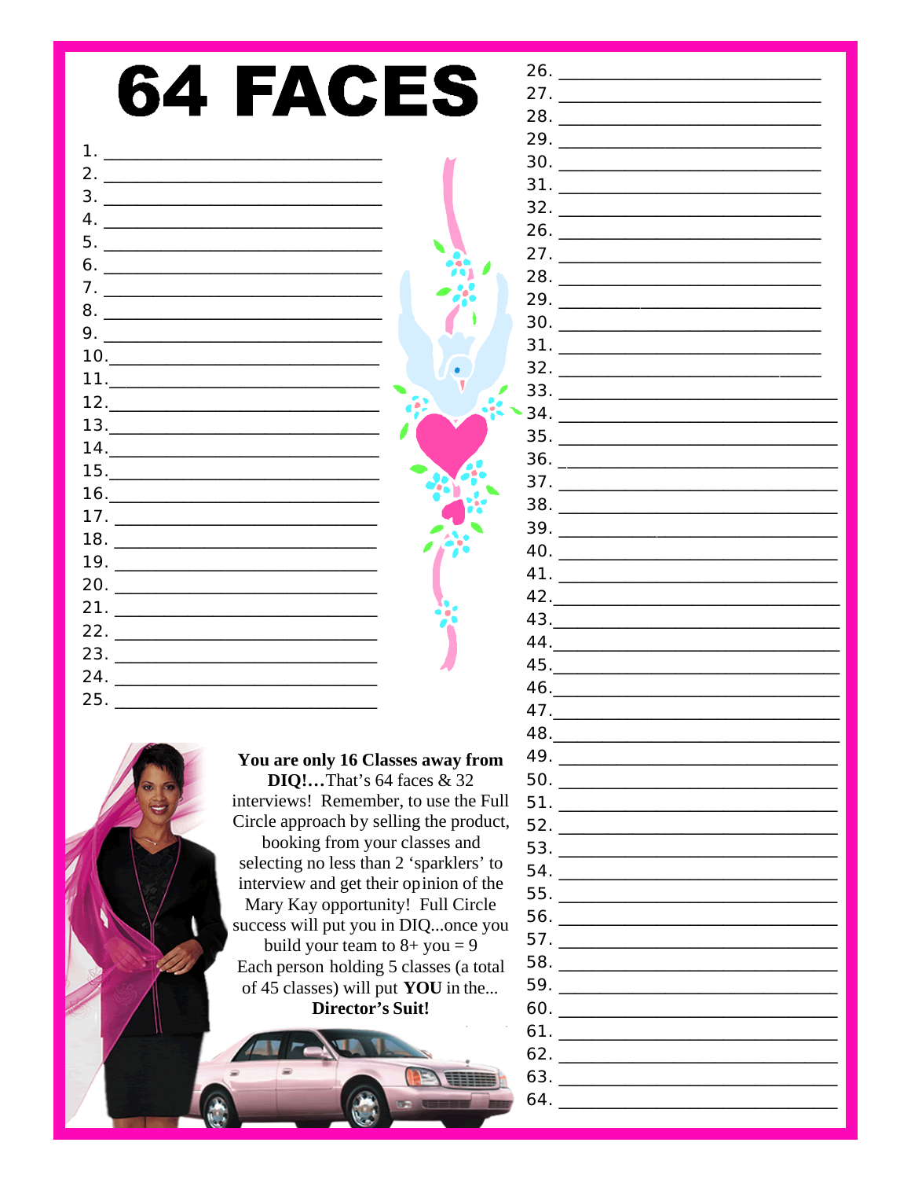# 64 FACES

1. ______________________________
2. ______________________________
3. ______________________________
4. ______________________________
5. ______________________________
6. ______________________________
7. ______________________________
8. ______________________________
9. ______________________________
10. ______________________________
11. ______________________________
12. ______________________________
13. ______________________________
14. ______________________________
15. ______________________________
16. ______________________________
17. ______________________________
18. ______________________________
19. ______________________________
20. ______________________________
21. ______________________________
22. ______________________________
23. ______________________________
24. ______________________________
25. ______________________________

**You are only 16 Classes away from DIQ!…**That's 64 faces & 32 interviews! Remember, to use the Full Circle approach by selling the product, booking from your classes and selecting no less than 2 'sparklers' to interview and get their opinion of the Mary Kay opportunity! Full Circle success will put you in DIQ...once you build your team to 8+ you = 9 Each person holding 5 classes (a total of 45 classes) will put **YOU** in the... **Director's Suit!**

26. ______________________________
27. ______________________________
28. ______________________________
29. ______________________________
30. ______________________________
31. ______________________________
32. ______________________________
26. ______________________________
27. ______________________________
28. ______________________________
29. ______________________________
30. ______________________________
31. ______________________________
32. ______________________________
33. ______________________________
34. ______________________________
35. ______________________________
36. ______________________________
37. ______________________________
38. ______________________________
39. ______________________________
40. ______________________________
41. ______________________________
42. ______________________________
43. ______________________________
44. ______________________________
45. ______________________________
46. ______________________________
47. ______________________________
48. ______________________________
49. ______________________________
50. ______________________________
51. ______________________________
52. ______________________________
53. ______________________________
54. ______________________________
55. ______________________________
56. ______________________________
57. ______________________________
58. ______________________________
59. ______________________________
60. ______________________________
61. ______________________________
62. ______________________________
63. ______________________________
64. ______________________________